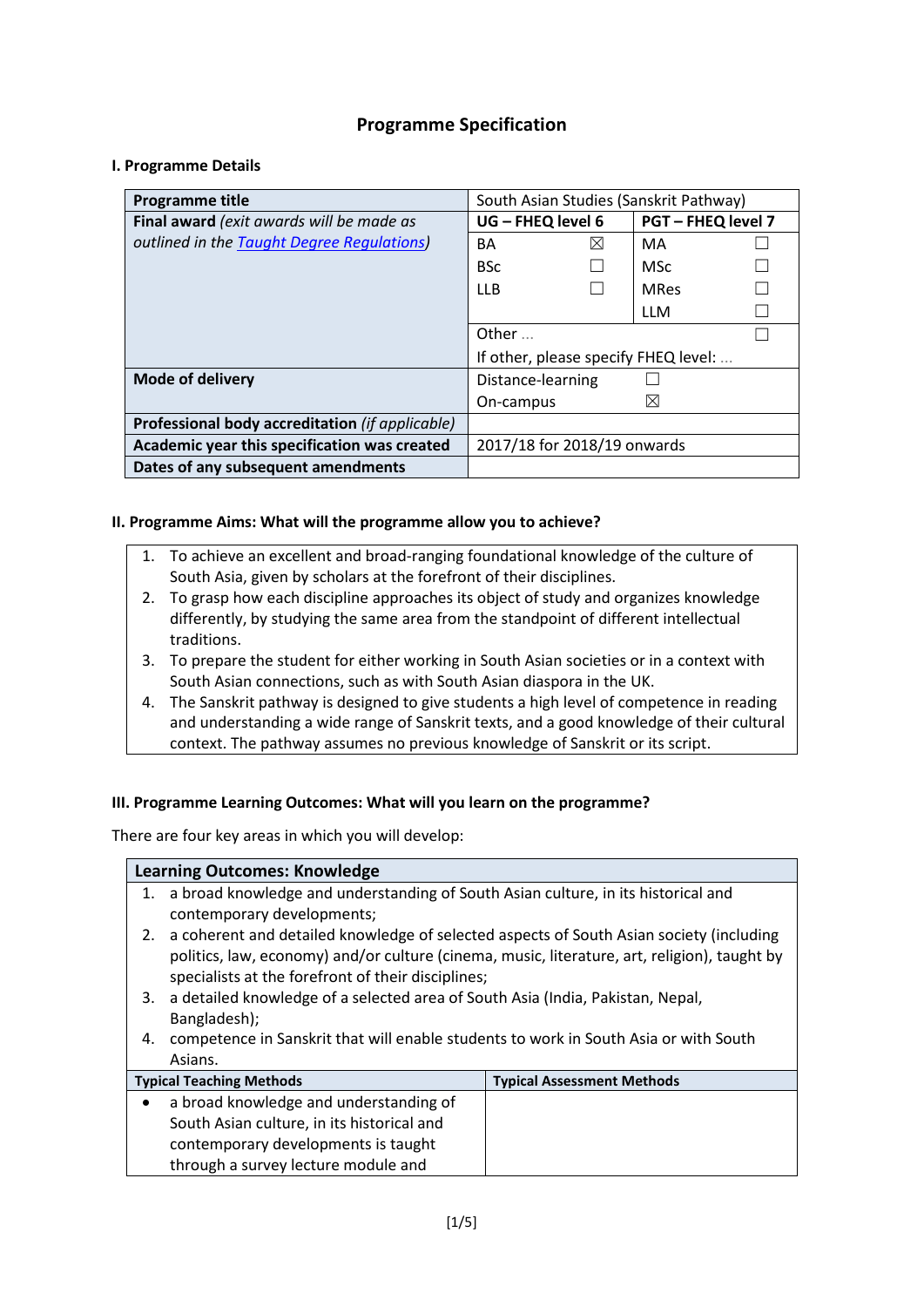# Programme Specification

## I. Programme Details

| Programme title | South Asian Studies (Sanskrit Pathway) | | | |
|---|---|---|---|---|
| **Final award** *(exit awards will be made as outlined in the [Taught Degree Regulations](#))* | **UG – FHEQ level 6** | | **PGT – FHEQ level 7** | |
| | BA | ☒ | MA | ☐ |
| | BSc | ☐ | MSc | ☐ |
| | LLB | ☐ | MRes | ☐ |
| | | | LLM | ☐ |
| | Other ... | | | ☐ |
| | If other, please specify FHEQ level: ... | | | |
| **Mode of delivery** | Distance-learning | ☐ | | |
| | On-campus | ☒ | | |
| **Professional body accreditation** *(if applicable)* | | | | |
| **Academic year this specification was created** | 2017/18 for 2018/19 onwards | | | |
| **Dates of any subsequent amendments** | | | | |

## II. Programme Aims: What will the programme allow you to achieve?

1. To achieve an excellent and broad-ranging foundational knowledge of the culture of South Asia, given by scholars at the forefront of their disciplines.
2. To grasp how each discipline approaches its object of study and organizes knowledge differently, by studying the same area from the standpoint of different intellectual traditions.
3. To prepare the student for either working in South Asian societies or in a context with South Asian connections, such as with South Asian diaspora in the UK.
4. The Sanskrit pathway is designed to give students a high level of competence in reading and understanding a wide range of Sanskrit texts, and a good knowledge of their cultural context. The pathway assumes no previous knowledge of Sanskrit or its script.

## III. Programme Learning Outcomes: What will you learn on the programme?

There are four key areas in which you will develop:

### Learning Outcomes: Knowledge

1. a broad knowledge and understanding of South Asian culture, in its historical and contemporary developments;
2. a coherent and detailed knowledge of selected aspects of South Asian society (including politics, law, economy) and/or culture (cinema, music, literature, art, religion), taught by specialists at the forefront of their disciplines;
3. a detailed knowledge of a selected area of South Asia (India, Pakistan, Nepal, Bangladesh);
4. competence in Sanskrit that will enable students to work in South Asia or with South Asians.

| Typical Teaching Methods | Typical Assessment Methods |
|---|---|
| • a broad knowledge and understanding of South Asian culture, in its historical and contemporary developments is taught through a survey lecture module and | |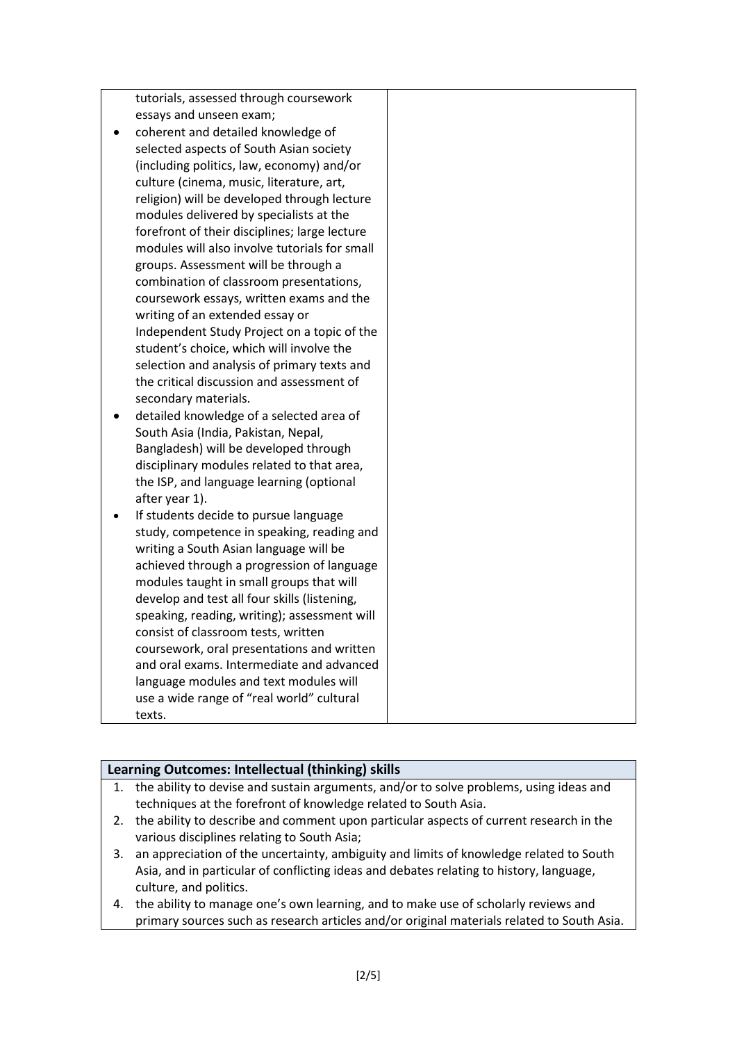| | |
|---|---|
| tutorials, assessed through coursework essays and unseen exam;<br>• coherent and detailed knowledge of selected aspects of South Asian society (including politics, law, economy) and/or culture (cinema, music, literature, art, religion) will be developed through lecture modules delivered by specialists at the forefront of their disciplines; large lecture modules will also involve tutorials for small groups. Assessment will be through a combination of classroom presentations, coursework essays, written exams and the writing of an extended essay or Independent Study Project on a topic of the student's choice, which will involve the selection and analysis of primary texts and the critical discussion and assessment of secondary materials.<br>• detailed knowledge of a selected area of South Asia (India, Pakistan, Nepal, Bangladesh) will be developed through disciplinary modules related to that area, the ISP, and language learning (optional after year 1).<br>• If students decide to pursue language study, competence in speaking, reading and writing a South Asian language will be achieved through a progression of language modules taught in small groups that will develop and test all four skills (listening, speaking, reading, writing); assessment will consist of classroom tests, written coursework, oral presentations and written and oral exams. Intermediate and advanced language modules and text modules will use a wide range of "real world" cultural texts. | |

| **Learning Outcomes: Intellectual (thinking) skills** |
|---|
| 1. the ability to devise and sustain arguments, and/or to solve problems, using ideas and techniques at the forefront of knowledge related to South Asia.<br>2. the ability to describe and comment upon particular aspects of current research in the various disciplines relating to South Asia;<br>3. an appreciation of the uncertainty, ambiguity and limits of knowledge related to South Asia, and in particular of conflicting ideas and debates relating to history, language, culture, and politics.<br>4. the ability to manage one's own learning, and to make use of scholarly reviews and primary sources such as research articles and/or original materials related to South Asia. |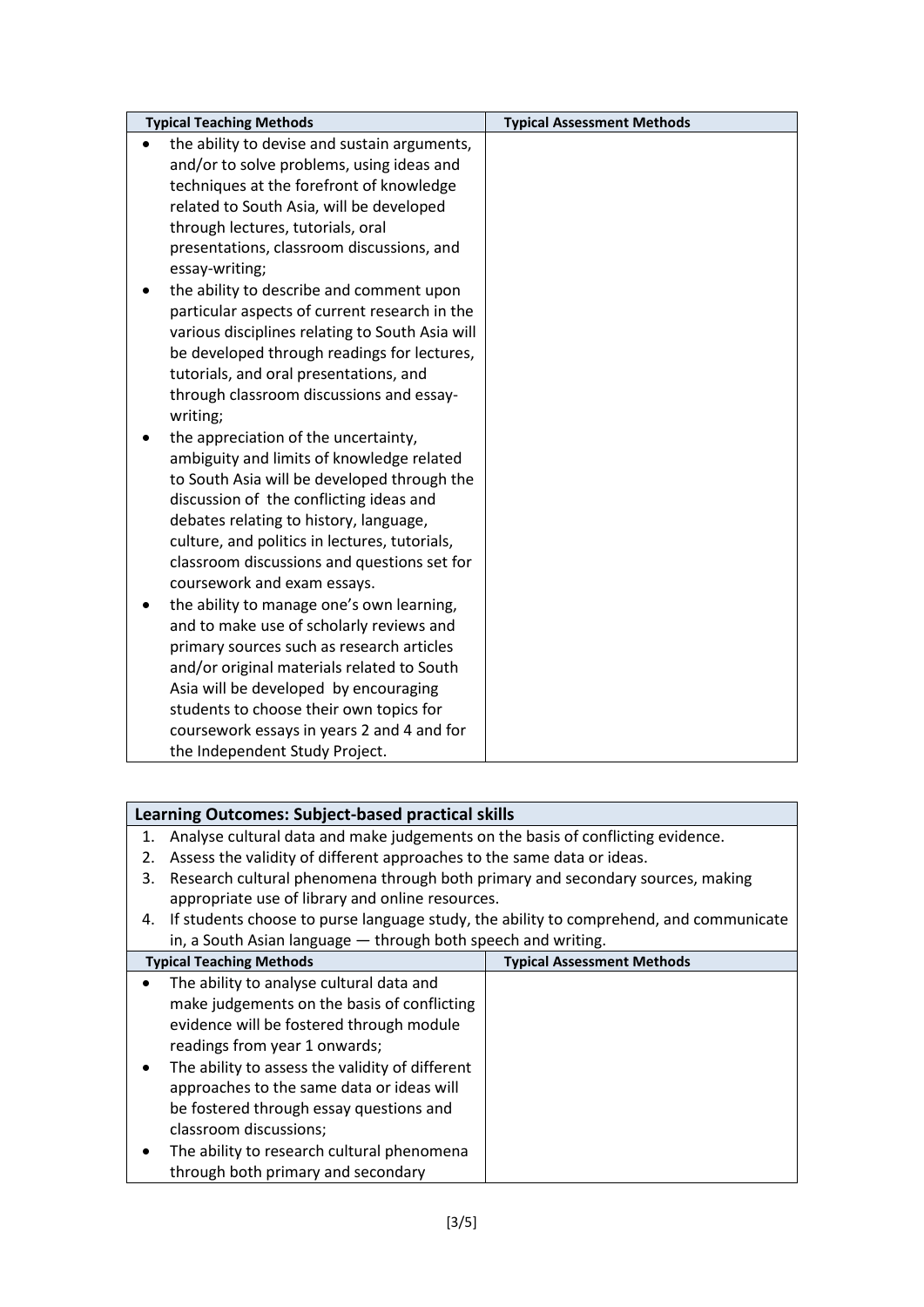| Typical Teaching Methods | Typical Assessment Methods |
| --- | --- |
| • the ability to devise and sustain arguments, and/or to solve problems, using ideas and techniques at the forefront of knowledge related to South Asia, will be developed through lectures, tutorials, oral presentations, classroom discussions, and essay-writing;<br>• the ability to describe and comment upon particular aspects of current research in the various disciplines relating to South Asia will be developed through readings for lectures, tutorials, and oral presentations, and through classroom discussions and essay-writing;<br>• the appreciation of the uncertainty, ambiguity and limits of knowledge related to South Asia will be developed through the discussion of the conflicting ideas and debates relating to history, language, culture, and politics in lectures, tutorials, classroom discussions and questions set for coursework and exam essays.<br>• the ability to manage one's own learning, and to make use of scholarly reviews and primary sources such as research articles and/or original materials related to South Asia will be developed by encouraging students to choose their own topics for coursework essays in years 2 and 4 and for the Independent Study Project. | |

**Learning Outcomes: Subject-based practical skills**

1. Analyse cultural data and make judgements on the basis of conflicting evidence.
2. Assess the validity of different approaches to the same data or ideas.
3. Research cultural phenomena through both primary and secondary sources, making appropriate use of library and online resources.
4. If students choose to purse language study, the ability to comprehend, and communicate in, a South Asian language — through both speech and writing.

| Typical Teaching Methods | Typical Assessment Methods |
| --- | --- |
| • The ability to analyse cultural data and make judgements on the basis of conflicting evidence will be fostered through module readings from year 1 onwards;<br>• The ability to assess the validity of different approaches to the same data or ideas will be fostered through essay questions and classroom discussions;<br>• The ability to research cultural phenomena through both primary and secondary | |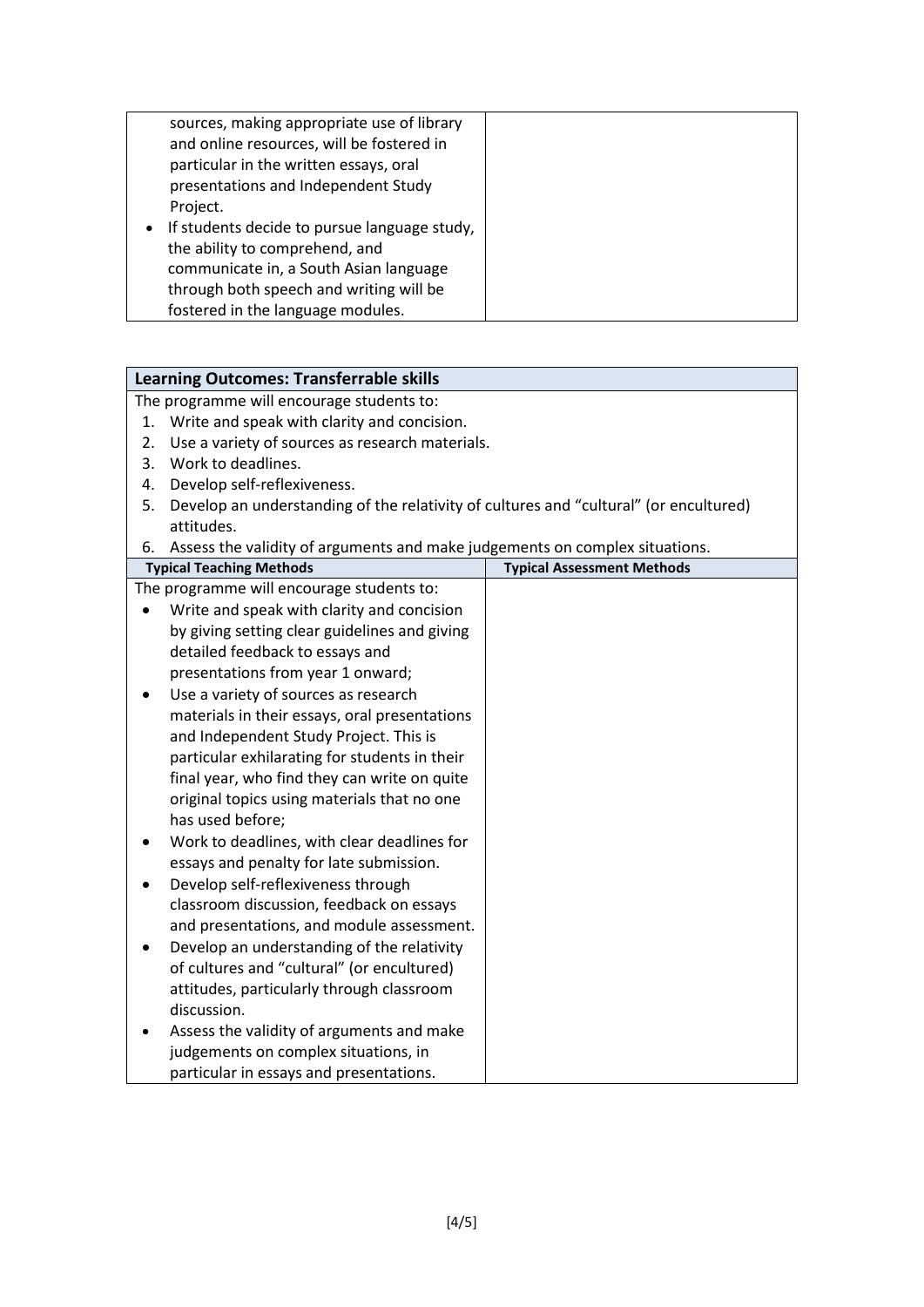| | |
|---|---|
| sources, making appropriate use of library and online resources, will be fostered in particular in the written essays, oral presentations and Independent Study Project.<br>• If students decide to pursue language study, the ability to comprehend, and communicate in, a South Asian language through both speech and writing will be fostered in the language modules. | |

| **Learning Outcomes: Transferrable skills** | |
|---|---|
| The programme will encourage students to:<br>1. Write and speak with clarity and concision.<br>2. Use a variety of sources as research materials.<br>3. Work to deadlines.<br>4. Develop self-reflexiveness.<br>5. Develop an understanding of the relativity of cultures and "cultural" (or encultured) attitudes.<br>6. Assess the validity of arguments and make judgements on complex situations. | |
| **Typical Teaching Methods** | **Typical Assessment Methods** |
| The programme will encourage students to:<br>• Write and speak with clarity and concision by giving setting clear guidelines and giving detailed feedback to essays and presentations from year 1 onward;<br>• Use a variety of sources as research materials in their essays, oral presentations and Independent Study Project. This is particular exhilarating for students in their final year, who find they can write on quite original topics using materials that no one has used before;<br>• Work to deadlines, with clear deadlines for essays and penalty for late submission.<br>• Develop self-reflexiveness through classroom discussion, feedback on essays and presentations, and module assessment.<br>• Develop an understanding of the relativity of cultures and "cultural" (or encultured) attitudes, particularly through classroom discussion.<br>• Assess the validity of arguments and make judgements on complex situations, in particular in essays and presentations. | |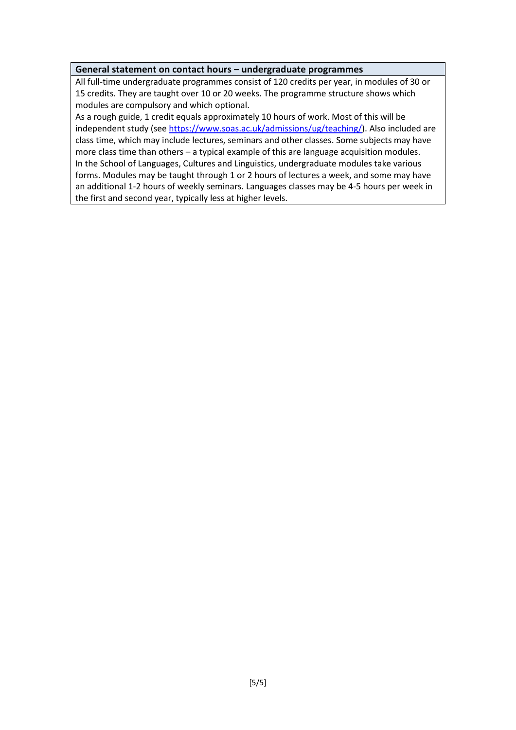**General statement on contact hours – undergraduate programmes**

All full-time undergraduate programmes consist of 120 credits per year, in modules of 30 or 15 credits. They are taught over 10 or 20 weeks. The programme structure shows which modules are compulsory and which optional.

As a rough guide, 1 credit equals approximately 10 hours of work. Most of this will be independent study (see [https://www.soas.ac.uk/admissions/ug/teaching/](https://www.soas.ac.uk/admissions/ug/teaching/)). Also included are class time, which may include lectures, seminars and other classes. Some subjects may have more class time than others – a typical example of this are language acquisition modules.

In the School of Languages, Cultures and Linguistics, undergraduate modules take various forms. Modules may be taught through 1 or 2 hours of lectures a week, and some may have an additional 1-2 hours of weekly seminars. Languages classes may be 4-5 hours per week in the first and second year, typically less at higher levels.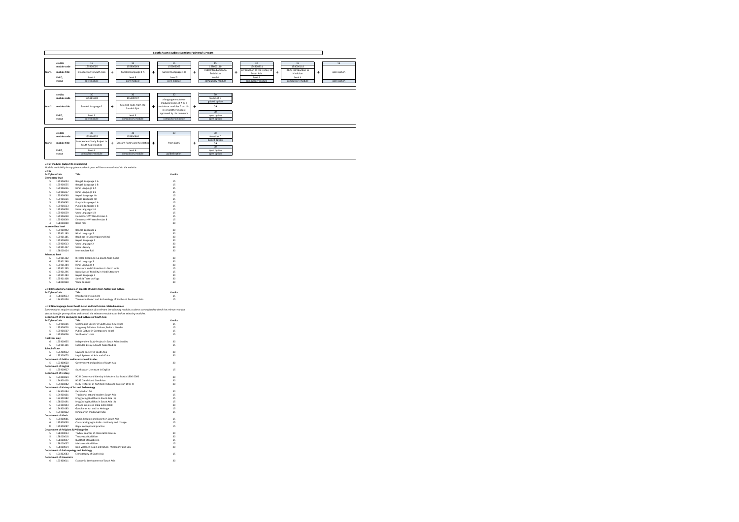# South Asian Studies (Sanskrit Pathway) 3 years

| | | | | | | | | | | | | | |
|---|---|---|---|---|---|---|---|---|---|---|---|---|---|
| | credits | 15 | | 15 | | 15 | | 15 | | 30 | | 15 | 15 |
| | module code | 155906005 | | 155906064 | | 155906065 | | 158000110 | | 154800231 | | 158000118 | |
| Year 1 | module title | Introduction to South Asia | + | Sanskrit Language 1 A | + | Sanskrit Language 1 B | + | R110 Introduction to Buddhism | + | Introduction to the History of South Asia | + | R120 Introduction to Hinduism | + open option |
| | FHEQ | level 4 | | level 5 | | level 5 | | level 4 | | level 4 | | level 4 | |
| | status | core module | | core module | | core module | | compulsory module | | compulsory module | | compulsory module | open option |

| | | | | | | | | | |
|---|---|---|---|---|---|---|---|---|---|
| | credits | 30 | | 30 | | 30 | | 30 |
| | module code | 155901304 | | 155900787 | | | | from List C<br>guided option |
| Year 2 | module title | Sanskrit Language 2 | + | Selected Texts from the Sanskrit Epic | + | a language module or modules from List A or a module or modules from List B; or another module approved by the convenor | + | OR<br>30 |
| | FHEQ | level 5 | | level 5 | | | | open option |
| | status | core module | | compulsory module | | compulsory module | | open option |

| | | | | | | | | | |
|---|---|---|---|---|---|---|---|---|---|
| | credits | 30 | | 30 | | 30 | | 30 |
| | module code | 155900955 | | 155900860 | | | | from List C<br>guided option |
| Year 3 | module title | Independent Study Project in South Asian Studies | + | Sanskrit Poetry and Aesthetics | + | from List C | + | OR<br>30 |
| | FHEQ | level 6 | | level 6 | | | | open option |
| | status | compulsory module | | compulsory module | | guided option | | open option |

**List of modules (subject to availability)**

*Module availability in any given academic year will be communicated via the website.*

**List A**

| FHEQ level | Code | Title | Credits |
|---|---|---|---|
| **Elementary level** | | | |
| 5 | 155906054 | Bengali Language 1 A | 15 |
| 5 | 155906055 | Bengali Language 1 B | 15 |
| 5 | 155906056 | Hindi Language 1 A | 15 |
| 5 | 155906057 | Hindi Language 1 B | 15 |
| 5 | 155906060 | Nepali Language I A | 15 |
| 5 | 155906061 | Nepali Language IB | 15 |
| 5 | 155906062 | Punjabi Language 1 A | 15 |
| 5 | 155906063 | Punjabi Language 1 B | 15 |
| 5 | 155906058 | Urdu Language 1 A | 15 |
| 5 | 155906059 | Urdu Language 1 B | 15 |
| 5 | 155906048 | Elementary Written Persian A | 15 |
| 5 | 155906049 | Elementary Written Persian B | 15 |
| 4 | 158000200 | Basic Pali | 30 |
| **Intermediate level** | | | |
| 5 | 155900492 | Bengali Language 2 | 30 |
| 5 | 155901183 | Hindi Language 2 | 30 |
| 5 | 155901185 | Readings in Contemporary Hindi | 30 |
| 5 | 155900609 | Nepali Language 2 | 30 |
| 5 | 155900513 | Urdu Language 2 | 30 |
| 5 | 155901247 | Urdu Literacy | 30 |
| 5 | 158000124 | Intermediate Pali | 30 |
| **Advanced level** | | | |
| 6 | 155901302 | Directed Readings in a South Asian Topic | 30 |
| 6 | 155901269 | Hindi Language 3 | 30 |
| 6 | 155901384 | Hindi Language 4 | 30 |
| 6 | 155901295 | Literature and Colonialism in North India | 15 |
| 6 | 155901296 | Narratives of Mobility in Hindi Literature | 15 |
| 6 | 155901283 | Nepali Language 3 | 30 |
| ?? | 155901408 | Sanskrit Texts on Yoga | 30 |
| 5 | 158000128 | Vedic Sanskrit | 30 |

**List B Introductory modules on aspects of South Asian history and culture**

| FHEQ level | Code | Title | Credits |
|---|---|---|---|
| 4 | 158000053 | Introduction to Jainism | 15 |
| 4 | 154900156 | Themes in the Art and Archaeology of South and Southeast Asia | 15 |

**List C Non-language-based South Asian and South Asian-related modules**

*Some modules require successful attendance of a relevant introductory module; students are advised to check the relevant module descriptions for prerequisites and consult the relevant module tutor before selecting modules.*

| FHEQ level | Code | Title | Credits |
|---|---|---|---|
| **Department of the Languages and Cultures of South Asia** | | | |
| 5 | 155906001 | Cinema and Society in South Asia: Key Issues | 15 |
| 5 | 155906003 | Imagining Pakistan: Culture, Politics, Gender | 15 |
| 5 | 155906007 | Public Culture in Contemporary Nepal | 15 |
| 6 | 155906006 | South Asian Lives | 15 |
| **Final year only:** | | | |
| 6 | 155900955 | Independent Study Project in South Asian Studies | 30 |
| 5 | 155901101 | Extended Essay in South Asian Studies | 15 |
| **School of Law** | | | |
| 6 | 155200032 | Law and society in South Asia | 30 |
| 6 | 155200073 | Legal Systems of Asia and Africa | 30 |
| **Department of Politics and International Studies** | | | |
| 5 | 153400020 | Government and politics of South Asia | 30 |
| **Department of English** | | | |
| 5 | 155900927 | South Asian Literature in English | 15 |
| **Department of History** | | | |
| 6 | 154800264 | H334 Culture and Identity in Modern South Asia 1800-2000 | 30 |
| 5 | 154800103 | H335 Gandhi and Gandhism | 30 |
| 6 | 154800282 | H337 Histories of Partition: India and Pakistan 1947 (I) | 30 |
| **Department of History of Art and Archaeology** | | | |
| 6 | 154900184 | Early Indian Art | 30 |
| 5 | 154900161 | Traditional art and modern South Asia | 15 |
| 6 | 154900182 | Imag(in)ing Buddhas in South Asia (1) | 15 |
| 6 | 158000191 | Imag(in)ing Buddhas in South Asia (2) | 15 |
| 5 | 154900193 | Art and empire in India 1300-1800 | 30 |
| 6 | 154900183 | Gandharan Art and Its Heritage | 15 |
| 5 | 154900162 | Hindu art in mediaeval India | 15 |
| **Department of Music** | | | |
| 5 | 155800086 | Music, Religion and Society in South Asia | 15 |
| 6 | 155800093 | Classical singing in India: continuity and change | 15 |
| ?? | 155800087 | Raga: concept and practice | 15 |
| **Department of Religions & Philosophies** | | | |
| 5 | 158000023 | Textual Sources of Classical Hinduism | 30 |
| 5 | 158000018 | Theravada Buddhism | 30 |
| 5 | 158000097 | Buddhist Monasticism | 15 |
| 5 | 158000037 | Mahayana Buddhism | 15 |
| 5 | 158000054 | Non-Violence in Jain Literature, Philosophy and Law | 30 |
| **Department of Anthropology and Sociology** | | | |
| 5 | 151802083 | Ethnography of South Asia | 15 |
| **Department of Economics** | | | |
| 6 | 153400011 | Economic development of South Asia | 30 |